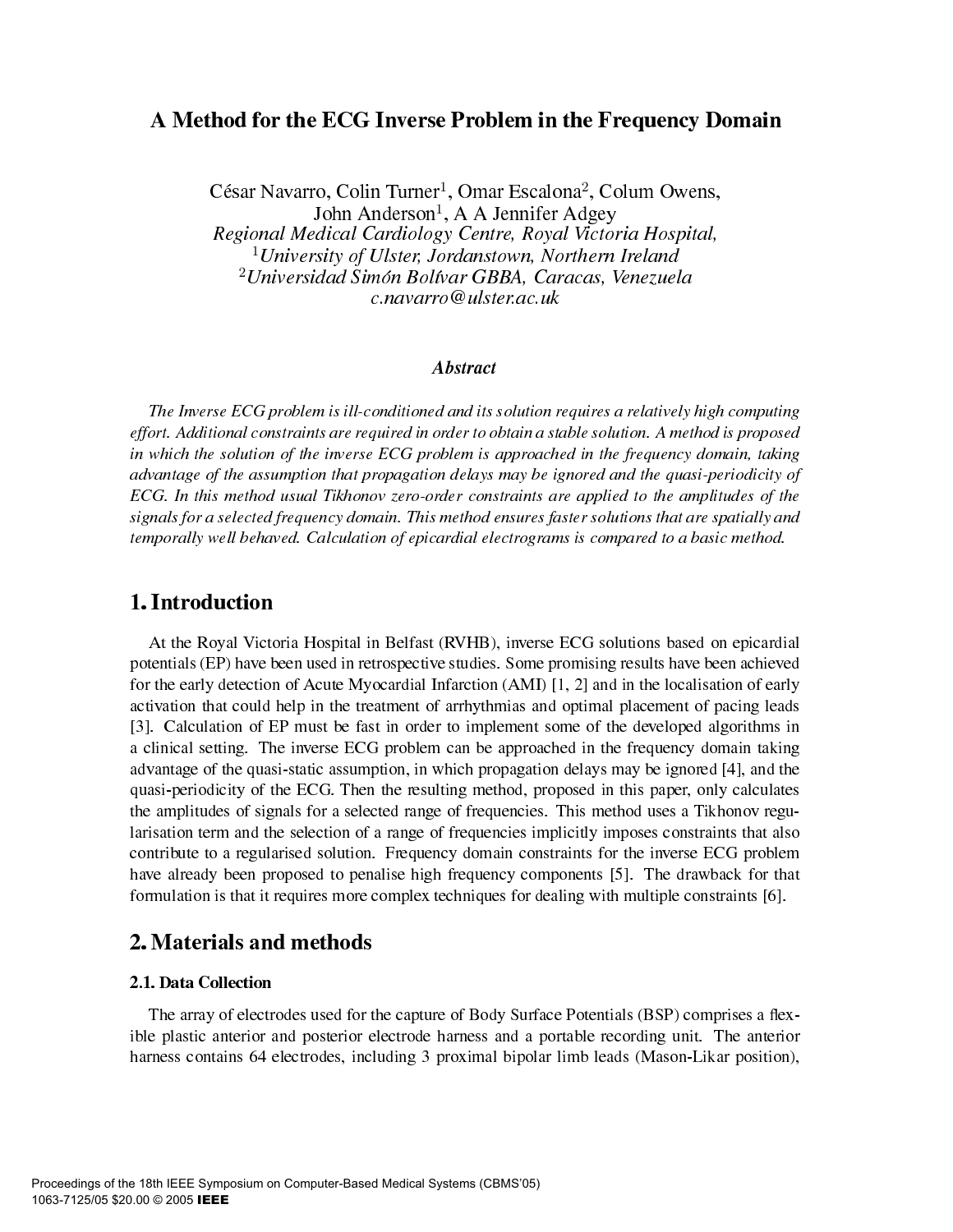# A Method for the ECG Inverse Problem in the Frequency Domain

César Navarro, Colin Turner[1], Omar Escalona[2], Colum Owens,
John Anderson[1], A A Jennifer Adgey
*Regional Medical Cardiology Centre, Royal Victoria Hospital,*
[1]*University of Ulster, Jordanstown, Northern Ireland*
[2]*Universidad Simón Bolívar GBBA, Caracas, Venezuela*
*c.navarro@ulster.ac.uk*

### *Abstract*

*The Inverse ECG problem is ill-conditioned and its solution requires a relatively high computing effort. Additional constraints are required in order to obtain a stable solution. A method is proposed in which the solution of the inverse ECG problem is approached in the frequency domain, taking advantage of the assumption that propagation delays may be ignored and the quasi-periodicity of ECG. In this method usual Tikhonov zero-order constraints are applied to the amplitudes of the signals for a selected frequency domain. This method ensures faster solutions that are spatially and temporally well behaved. Calculation of epicardial electrograms is compared to a basic method.*

## 1. Introduction

At the Royal Victoria Hospital in Belfast (RVHB), inverse ECG solutions based on epicardial potentials (EP) have been used in retrospective studies. Some promising results have been achieved for the early detection of Acute Myocardial Infarction (AMI) [1, 2] and in the localisation of early activation that could help in the treatment of arrhythmias and optimal placement of pacing leads [3]. Calculation of EP must be fast in order to implement some of the developed algorithms in a clinical setting. The inverse ECG problem can be approached in the frequency domain taking advantage of the quasi-static assumption, in which propagation delays may be ignored [4], and the quasi-periodicity of the ECG. Then the resulting method, proposed in this paper, only calculates the amplitudes of signals for a selected range of frequencies. This method uses a Tikhonov regularisation term and the selection of a range of frequencies implicitly imposes constraints that also contribute to a regularised solution. Frequency domain constraints for the inverse ECG problem have already been proposed to penalise high frequency components [5]. The drawback for that formulation is that it requires more complex techniques for dealing with multiple constraints [6].

## 2. Materials and methods

### 2.1. Data Collection

The array of electrodes used for the capture of Body Surface Potentials (BSP) comprises a flexible plastic anterior and posterior electrode harness and a portable recording unit. The anterior harness contains 64 electrodes, including 3 proximal bipolar limb leads (Mason-Likar position),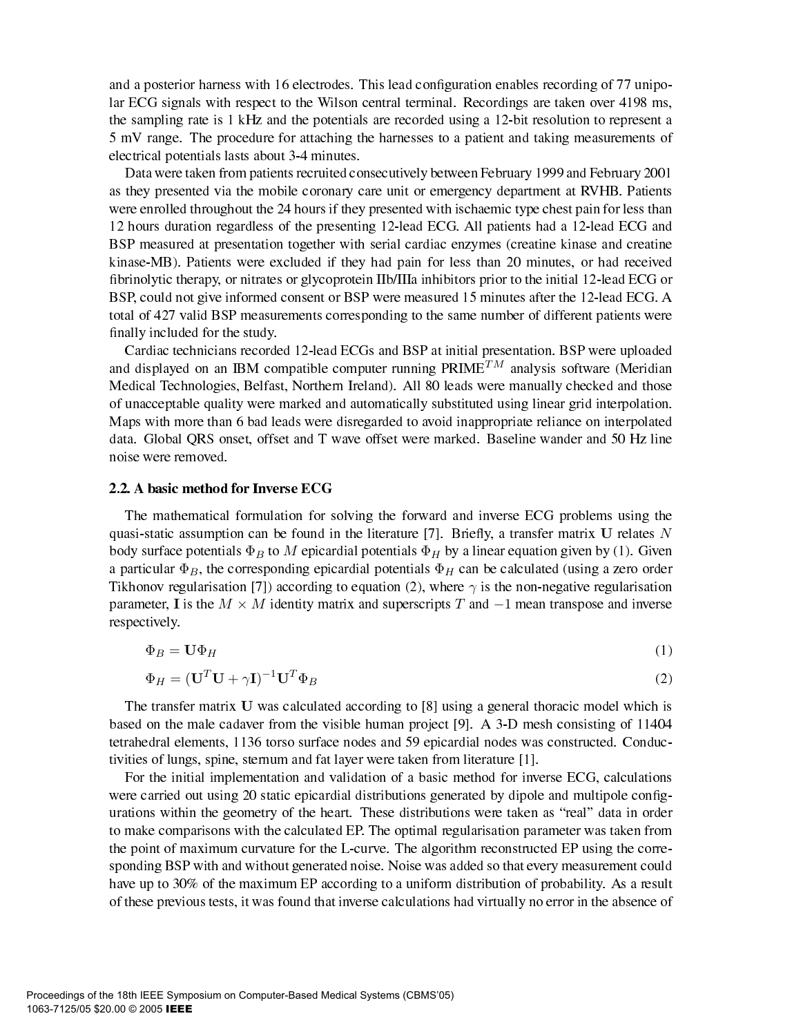and a posterior harness with 16 electrodes. This lead configuration enables recording of 77 unipolar ECG signals with respect to the Wilson central terminal. Recordings are taken over 4198 ms, the sampling rate is 1 kHz and the potentials are recorded using a 12-bit resolution to represent a 5 mV range. The procedure for attaching the harnesses to a patient and taking measurements of electrical potentials lasts about 3-4 minutes.

Data were taken from patients recruited consecutively between February 1999 and February 2001 as they presented via the mobile coronary care unit or emergency department at RVHB. Patients were enrolled throughout the 24 hours if they presented with ischaemic type chest pain for less than 12 hours duration regardless of the presenting 12-lead ECG. All patients had a 12-lead ECG and BSP measured at presentation together with serial cardiac enzymes (creatine kinase and creatine kinase-MB). Patients were excluded if they had pain for less than 20 minutes, or had received fibrinolytic therapy, or nitrates or glycoprotein IIb/IIIa inhibitors prior to the initial 12-lead ECG or BSP, could not give informed consent or BSP were measured 15 minutes after the 12-lead ECG. A total of 427 valid BSP measurements corresponding to the same number of different patients were finally included for the study.

Cardiac technicians recorded 12-lead ECGs and BSP at initial presentation. BSP were uploaded and displayed on an IBM compatible computer running PRIME$^{TM}$ analysis software (Meridian Medical Technologies, Belfast, Northern Ireland). All 80 leads were manually checked and those of unacceptable quality were marked and automatically substituted using linear grid interpolation. Maps with more than 6 bad leads were disregarded to avoid inappropriate reliance on interpolated data. Global QRS onset, offset and T wave offset were marked. Baseline wander and 50 Hz line noise were removed.

### 2.2. A basic method for Inverse ECG

The mathematical formulation for solving the forward and inverse ECG problems using the quasi-static assumption can be found in the literature [7]. Briefly, a transfer matrix $\mathbf{U}$ relates $N$ body surface potentials $\Phi_B$ to $M$ epicardial potentials $\Phi_H$ by a linear equation given by (1). Given a particular $\Phi_B$, the corresponding epicardial potentials $\Phi_H$ can be calculated (using a zero order Tikhonov regularisation [7]) according to equation (2), where $\gamma$ is the non-negative regularisation parameter, $\mathbf{I}$ is the $M \times M$ identity matrix and superscripts $T$ and $-1$ mean transpose and inverse respectively.

$$\Phi_B = \mathbf{U}\Phi_H \tag{1}$$

$$\Phi_H = (\mathbf{U}^T\mathbf{U} + \gamma\mathbf{I})^{-1}\mathbf{U}^T\Phi_B \tag{2}$$

The transfer matrix $\mathbf{U}$ was calculated according to [8] using a general thoracic model which is based on the male cadaver from the visible human project [9]. A 3-D mesh consisting of 11404 tetrahedral elements, 1136 torso surface nodes and 59 epicardial nodes was constructed. Conductivities of lungs, spine, sternum and fat layer were taken from literature [1].

For the initial implementation and validation of a basic method for inverse ECG, calculations were carried out using 20 static epicardial distributions generated by dipole and multipole configurations within the geometry of the heart. These distributions were taken as "real" data in order to make comparisons with the calculated EP. The optimal regularisation parameter was taken from the point of maximum curvature for the L-curve. The algorithm reconstructed EP using the corresponding BSP with and without generated noise. Noise was added so that every measurement could have up to 30% of the maximum EP according to a uniform distribution of probability. As a result of these previous tests, it was found that inverse calculations had virtually no error in the absence of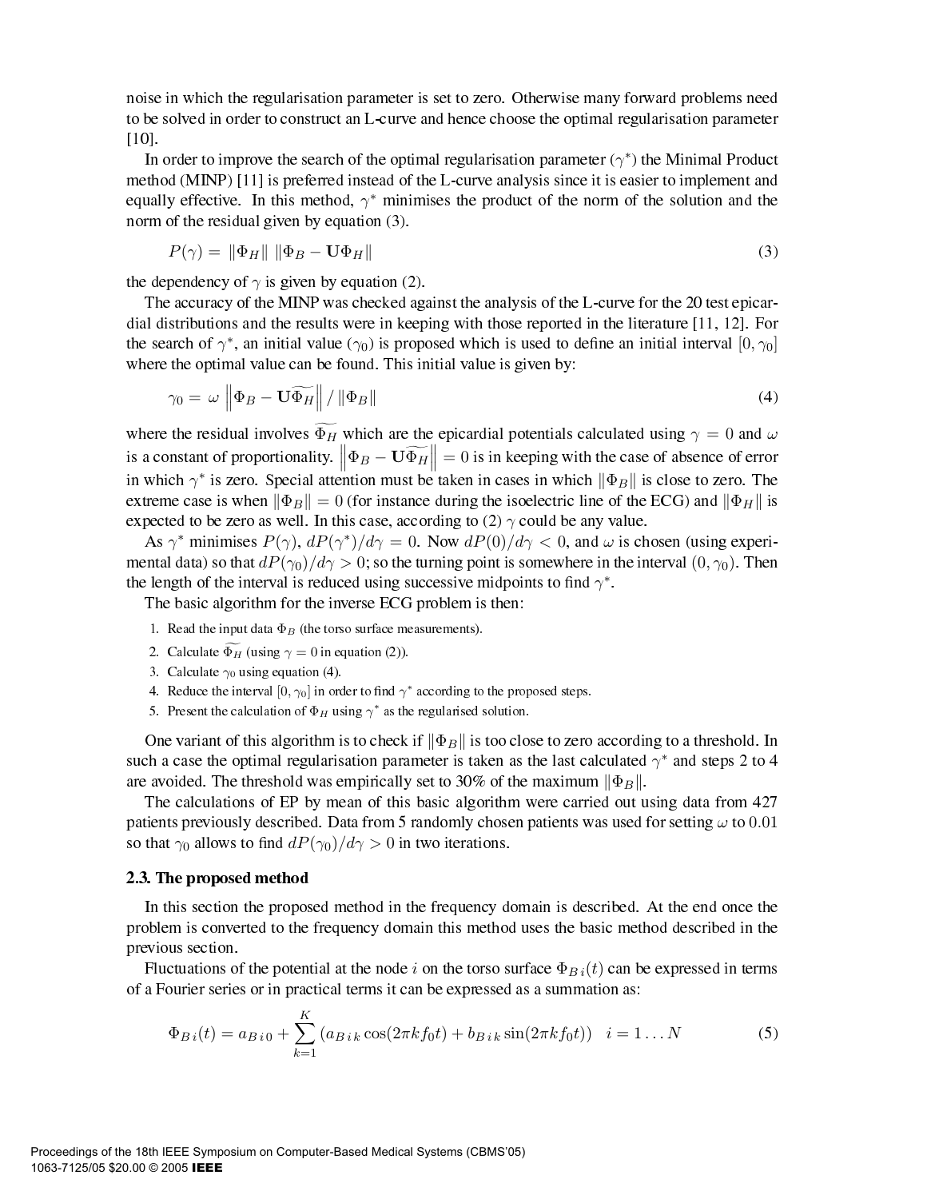noise in which the regularisation parameter is set to zero. Otherwise many forward problems need to be solved in order to construct an L-curve and hence choose the optimal regularisation parameter [10].

In order to improve the search of the optimal regularisation parameter ($\gamma^*$) the Minimal Product method (MINP) [11] is preferred instead of the L-curve analysis since it is easier to implement and equally effective. In this method, $\gamma^*$ minimises the product of the norm of the solution and the norm of the residual given by equation (3).

$$P(\gamma) = \|\Phi_H\| \, \|\Phi_B - \mathbf{U}\Phi_H\| \tag{3}$$

the dependency of $\gamma$ is given by equation (2).

The accuracy of the MINP was checked against the analysis of the L-curve for the 20 test epicardial distributions and the results were in keeping with those reported in the literature [11, 12]. For the search of $\gamma^*$, an initial value ($\gamma_0$) is proposed which is used to define an initial interval $[0, \gamma_0]$ where the optimal value can be found. This initial value is given by:

$$\gamma_0 = \omega \left\|\Phi_B - \mathbf{U}\widetilde{\Phi_H}\right\| / \|\Phi_B\| \tag{4}$$

where the residual involves $\widetilde{\Phi_H}$ which are the epicardial potentials calculated using $\gamma = 0$ and $\omega$ is a constant of proportionality. $\left\|\Phi_B - \mathbf{U}\widetilde{\Phi_H}\right\| = 0$ is in keeping with the case of absence of error in which $\gamma^*$ is zero. Special attention must be taken in cases in which $\|\Phi_B\|$ is close to zero. The extreme case is when $\|\Phi_B\| = 0$ (for instance during the isoelectric line of the ECG) and $\|\Phi_H\|$ is expected to be zero as well. In this case, according to (2) $\gamma$ could be any value.

As $\gamma^*$ minimises $P(\gamma)$, $dP(\gamma^*)/d\gamma = 0$. Now $dP(0)/d\gamma < 0$, and $\omega$ is chosen (using experimental data) so that $dP(\gamma_0)/d\gamma > 0$; so the turning point is somewhere in the interval $(0, \gamma_0)$. Then the length of the interval is reduced using successive midpoints to find $\gamma^*$.

The basic algorithm for the inverse ECG problem is then:

1. Read the input data $\Phi_B$ (the torso surface measurements).
2. Calculate $\widetilde{\Phi_H}$ (using $\gamma = 0$ in equation (2)).
3. Calculate $\gamma_0$ using equation (4).
4. Reduce the interval $[0, \gamma_0]$ in order to find $\gamma^*$ according to the proposed steps.
5. Present the calculation of $\Phi_H$ using $\gamma^*$ as the regularised solution.

One variant of this algorithm is to check if $\|\Phi_B\|$ is too close to zero according to a threshold. In such a case the optimal regularisation parameter is taken as the last calculated $\gamma^*$ and steps 2 to 4 are avoided. The threshold was empirically set to 30% of the maximum $\|\Phi_B\|$.

The calculations of EP by mean of this basic algorithm were carried out using data from 427 patients previously described. Data from 5 randomly chosen patients was used for setting $\omega$ to $0.01$ so that $\gamma_0$ allows to find $dP(\gamma_0)/d\gamma > 0$ in two iterations.

### 2.3. The proposed method

In this section the proposed method in the frequency domain is described. At the end once the problem is converted to the frequency domain this method uses the basic method described in the previous section.

Fluctuations of the potential at the node $i$ on the torso surface $\Phi_{B\,i}(t)$ can be expressed in terms of a Fourier series or in practical terms it can be expressed as a summation as:

$$\Phi_{B\,i}(t) = a_{B\,i\,0} + \sum_{k=1}^{K} \left(a_{B\,i\,k} \cos(2\pi k f_0 t) + b_{B\,i\,k} \sin(2\pi k f_0 t)\right) \quad i = 1 \ldots N \tag{5}$$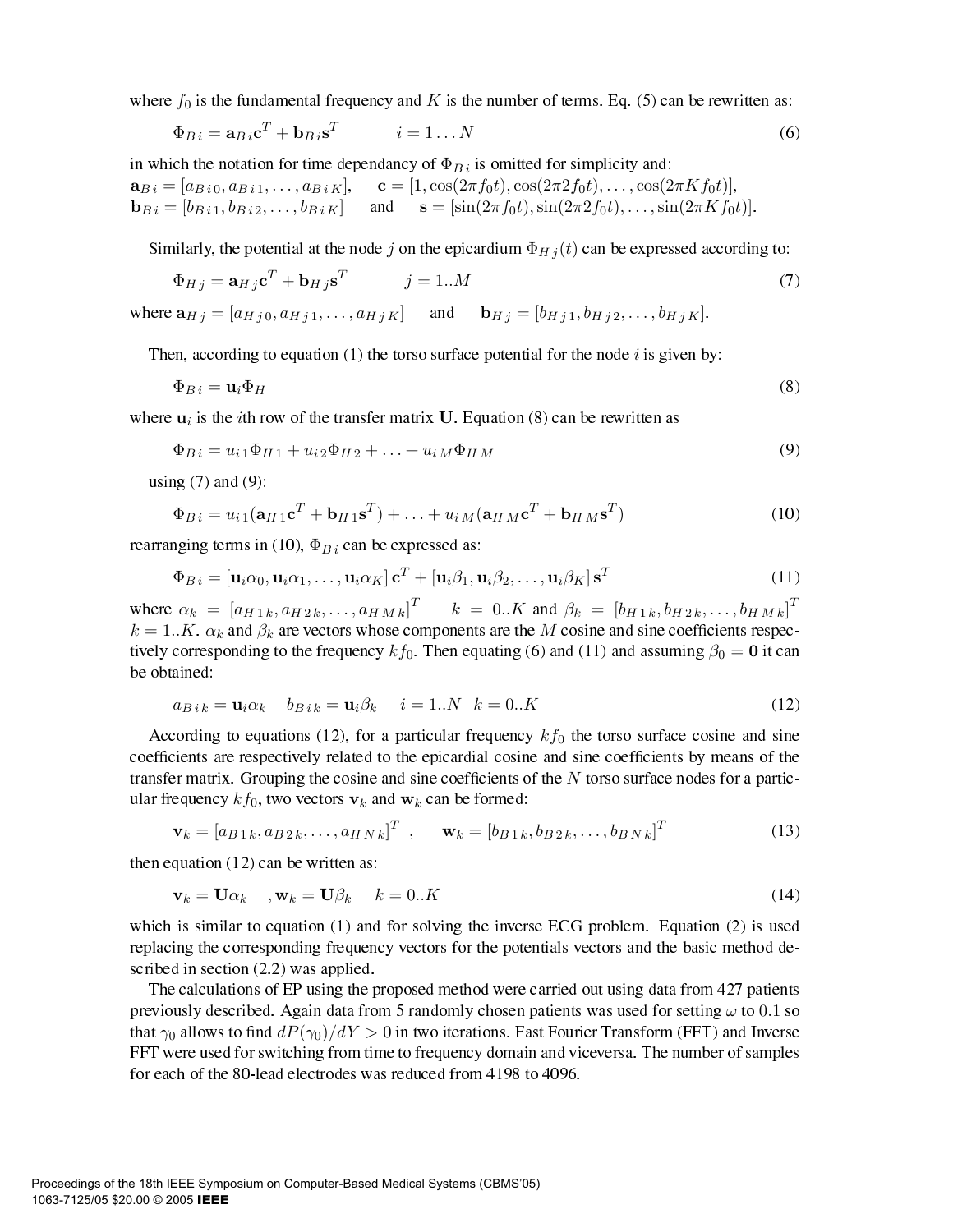where $f_0$ is the fundamental frequency and $K$ is the number of terms. Eq. (5) can be rewritten as:

$$\Phi_{B\,i} = \mathbf{a}_{B\,i}\mathbf{c}^T + \mathbf{b}_{B\,i}\mathbf{s}^T \qquad i = 1 \ldots N \tag{6}$$

in which the notation for time dependancy of $\Phi_{B\,i}$ is omitted for simplicity and:
$\mathbf{a}_{B\,i} = [a_{B\,i\,0}, a_{B\,i\,1}, \ldots, a_{B\,i\,K}]$, $\quad \mathbf{c} = [1, \cos(2\pi f_0 t), \cos(2\pi 2 f_0 t), \ldots, \cos(2\pi K f_0 t)]$,
$\mathbf{b}_{B\,i} = [b_{B\,i\,1}, b_{B\,i\,2}, \ldots, b_{B\,i\,K}]$ $\quad$ and $\quad \mathbf{s} = [\sin(2\pi f_0 t), \sin(2\pi 2 f_0 t), \ldots, \sin(2\pi K f_0 t)]$.

Similarly, the potential at the node $j$ on the epicardium $\Phi_{H\,j}(t)$ can be expressed according to:

$$\Phi_{H\,j} = \mathbf{a}_{H\,j}\mathbf{c}^T + \mathbf{b}_{H\,j}\mathbf{s}^T \qquad j = 1..M \tag{7}$$

where $\mathbf{a}_{H\,j} = [a_{H\,j\,0}, a_{H\,j\,1}, \ldots, a_{H\,j\,K}]$ $\quad$ and $\quad \mathbf{b}_{H\,j} = [b_{H\,j\,1}, b_{H\,j\,2}, \ldots, b_{H\,j\,K}]$.

Then, according to equation (1) the torso surface potential for the node $i$ is given by:

$$\Phi_{B\,i} = \mathbf{u}_i \Phi_H \tag{8}$$

where $\mathbf{u}_i$ is the $i$th row of the transfer matrix $\mathbf{U}$. Equation (8) can be rewritten as

$$\Phi_{B\,i} = u_{i\,1}\Phi_{H\,1} + u_{i\,2}\Phi_{H\,2} + \ldots + u_{i\,M}\Phi_{H\,M} \tag{9}$$

using (7) and (9):

$$\Phi_{B\,i} = u_{i\,1}(\mathbf{a}_{H\,1}\mathbf{c}^T + \mathbf{b}_{H\,1}\mathbf{s}^T) + \ldots + u_{i\,M}(\mathbf{a}_{H\,M}\mathbf{c}^T + \mathbf{b}_{H\,M}\mathbf{s}^T) \tag{10}$$

rearranging terms in (10), $\Phi_{B\,i}$ can be expressed as:

$$\Phi_{B\,i} = [\mathbf{u}_i\alpha_0, \mathbf{u}_i\alpha_1, \ldots, \mathbf{u}_i\alpha_K]\,\mathbf{c}^T + [\mathbf{u}_i\beta_1, \mathbf{u}_i\beta_2, \ldots, \mathbf{u}_i\beta_K]\,\mathbf{s}^T \tag{11}$$

where $\alpha_k = [a_{H\,1\,k}, a_{H\,2\,k}, \ldots, a_{H\,M\,k}]^T \quad k = 0..K$ and $\beta_k = [b_{H\,1\,k}, b_{H\,2\,k}, \ldots, b_{H\,M\,k}]^T$ $k = 1..K$. $\alpha_k$ and $\beta_k$ are vectors whose components are the $M$ cosine and sine coefficients respectively corresponding to the frequency $kf_0$. Then equating (6) and (11) and assuming $\beta_0 = \mathbf{0}$ it can be obtained:

$$a_{B\,i\,k} = \mathbf{u}_i\alpha_k \quad b_{B\,i\,k} = \mathbf{u}_i\beta_k \quad i = 1..N \quad k = 0..K \tag{12}$$

According to equations (12), for a particular frequency $kf_0$ the torso surface cosine and sine coefficients are respectively related to the epicardial cosine and sine coefficients by means of the transfer matrix. Grouping the cosine and sine coefficients of the $N$ torso surface nodes for a particular frequency $kf_0$, two vectors $\mathbf{v}_k$ and $\mathbf{w}_k$ can be formed:

$$\mathbf{v}_k = [a_{B\,1\,k}, a_{B\,2\,k}, \ldots, a_{H\,N\,k}]^T \quad , \qquad \mathbf{w}_k = [b_{B\,1\,k}, b_{B\,2\,k}, \ldots, b_{B\,N\,k}]^T \tag{13}$$

then equation (12) can be written as:

$$\mathbf{v}_k = \mathbf{U}\alpha_k \quad , \mathbf{w}_k = \mathbf{U}\beta_k \quad k = 0..K \tag{14}$$

which is similar to equation (1) and for solving the inverse ECG problem. Equation (2) is used replacing the corresponding frequency vectors for the potentials vectors and the basic method described in section (2.2) was applied.

The calculations of EP using the proposed method were carried out using data from 427 patients previously described. Again data from 5 randomly chosen patients was used for setting $\omega$ to $0.1$ so that $\gamma_0$ allows to find $dP(\gamma_0)/dY > 0$ in two iterations. Fast Fourier Transform (FFT) and Inverse FFT were used for switching from time to frequency domain and viceversa. The number of samples for each of the 80-lead electrodes was reduced from 4198 to 4096.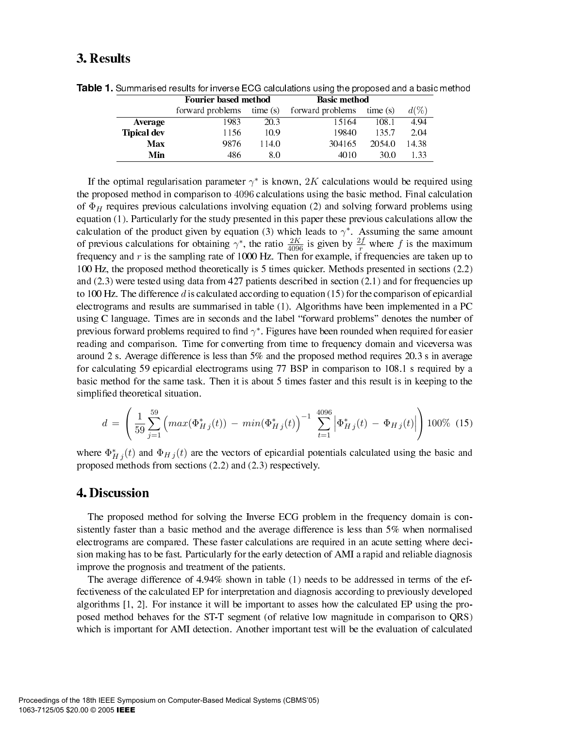## 3. Results

**Table 1.** Summarised results for inverse ECG calculations using the proposed and a basic method

| | **Fourier based method** | | **Basic method** | | |
|---|---|---|---|---|---|
| | forward problems | time (s) | forward problems | time (s) | $d(\%)$ |
| **Average** | 1983 | 20.3 | 15164 | 108.1 | 4.94 |
| **Tipical dev** | 1156 | 10.9 | 19840 | 135.7 | 2.04 |
| **Max** | 9876 | 114.0 | 304165 | 2054.0 | 14.38 |
| **Min** | 486 | 8.0 | 4010 | 30.0 | 1.33 |

If the optimal regularisation parameter $\gamma^*$ is known, $2K$ calculations would be required using the proposed method in comparison to $4096$ calculations using the basic method. Final calculation of $\Phi_H$ requires previous calculations involving equation (2) and solving forward problems using equation (1). Particularly for the study presented in this paper these previous calculations allow the calculation of the product given by equation (3) which leads to $\gamma^*$. Assuming the same amount of previous calculations for obtaining $\gamma^*$, the ratio $\frac{2K}{4096}$ is given by $\frac{2f}{r}$ where $f$ is the maximum frequency and $r$ is the sampling rate of 1000 Hz. Then for example, if frequencies are taken up to 100 Hz, the proposed method theoretically is 5 times quicker. Methods presented in sections (2.2) and (2.3) were tested using data from 427 patients described in section (2.1) and for frequencies up to 100 Hz. The difference $d$ is calculated according to equation (15) for the comparison of epicardial electrograms and results are summarised in table (1). Algorithms have been implemented in a PC using C language. Times are in seconds and the label "forward problems" denotes the number of previous forward problems required to find $\gamma^*$. Figures have been rounded when required for easier reading and comparison. Time for converting from time to frequency domain and viceversa was around 2 s. Average difference is less than 5% and the proposed method requires 20.3 s in average for calculating 59 epicardial electrograms using 77 BSP in comparison to 108.1 s required by a basic method for the same task. Then it is about 5 times faster and this result is in keeping to the simplified theoretical situation.

$$d = \left( \frac{1}{59} \sum_{j=1}^{59} \Big( max(\Phi^*_{Hj}(t)) \; - \; min(\Phi^*_{Hj}(t)) \Big)^{-1} \sum_{t=1}^{4096} \Big| \Phi^*_{Hj}(t) \; - \; \Phi_{Hj}(t) \Big| \right) 100\% \quad (15)$$

where $\Phi^*_{Hj}(t)$ and $\Phi_{Hj}(t)$ are the vectors of epicardial potentials calculated using the basic and proposed methods from sections (2.2) and (2.3) respectively.

## 4. Discussion

The proposed method for solving the Inverse ECG problem in the frequency domain is consistently faster than a basic method and the average difference is less than 5% when normalised electrograms are compared. These faster calculations are required in an acute setting where decision making has to be fast. Particularly for the early detection of AMI a rapid and reliable diagnosis improve the prognosis and treatment of the patients.

The average difference of 4.94% shown in table (1) needs to be addressed in terms of the effectiveness of the calculated EP for interpretation and diagnosis according to previously developed algorithms [1, 2]. For instance it will be important to asses how the calculated EP using the proposed method behaves for the ST-T segment (of relative low magnitude in comparison to QRS) which is important for AMI detection. Another important test will be the evaluation of calculated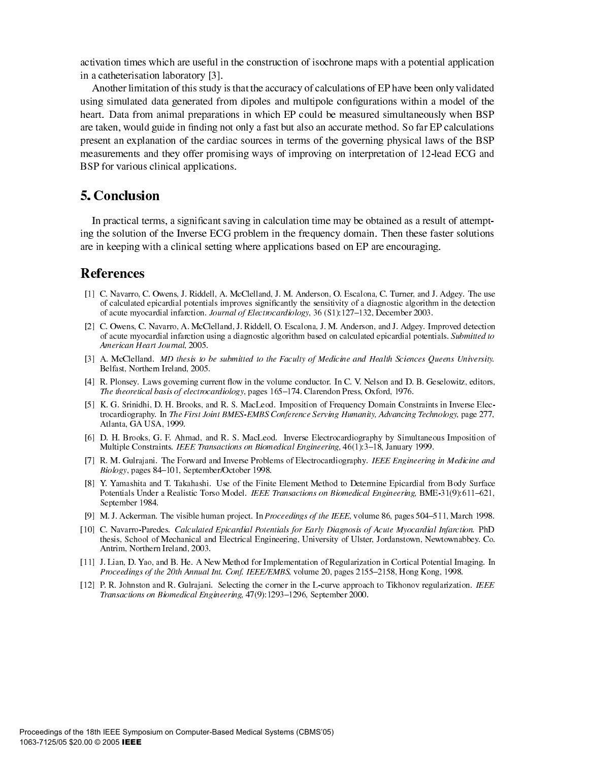activation times which are useful in the construction of isochrone maps with a potential application in a catheterisation laboratory [3].

Another limitation of this study is that the accuracy of calculations of EP have been only validated using simulated data generated from dipoles and multipole configurations within a model of the heart. Data from animal preparations in which EP could be measured simultaneously when BSP are taken, would guide in finding not only a fast but also an accurate method. So far EP calculations present an explanation of the cardiac sources in terms of the governing physical laws of the BSP measurements and they offer promising ways of improving on interpretation of 12-lead ECG and BSP for various clinical applications.

## 5. Conclusion

In practical terms, a significant saving in calculation time may be obtained as a result of attempting the solution of the Inverse ECG problem in the frequency domain. Then these faster solutions are in keeping with a clinical setting where applications based on EP are encouraging.

## References

[1] C. Navarro, C. Owens, J. Riddell, A. McClelland, J. M. Anderson, O. Escalona, C. Turner, and J. Adgey. The use of calculated epicardial potentials improves significantly the sensitivity of a diagnostic algorithm in the detection of acute myocardial infarction. *Journal of Electrocardiology*, 36 (S1):127–132, December 2003.

[2] C. Owens, C. Navarro, A. McClelland, J. Riddell, O. Escalona, J. M. Anderson, and J. Adgey. Improved detection of acute myocardial infarction using a diagnostic algorithm based on calculated epicardial potentials. *Submitted to American Heart Journal*, 2005.

[3] A. McClelland. *MD thesis to be submitted to the Faculty of Medicine and Health Sciences Queens University.* Belfast, Northern Ireland, 2005.

[4] R. Plonsey. Laws governing current flow in the volume conductor. In C. V. Nelson and D. B. Geselowitz, editors, *The theoretical basis of electrocardiology*, pages 165–174. Clarendon Press, Oxford, 1976.

[5] K. G. Srinidhi, D. H. Brooks, and R. S. MacLeod. Imposition of Frequency Domain Constraints in Inverse Electrocardiography. In *The First Joint BMES-EMBS Conference Serving Humanity, Advancing Technology*, page 277, Atlanta, GA USA, 1999.

[6] D. H. Brooks, G. F. Ahmad, and R. S. MacLeod. Inverse Electrocardiography by Simultaneous Imposition of Multiple Constraints. *IEEE Transactions on Biomedical Engineering*, 46(1):3–18, January 1999.

[7] R. M. Gulrajani. The Forward and Inverse Problems of Electrocardiography. *IEEE Engineering in Medicine and Biology*, pages 84–101, September/October 1998.

[8] Y. Yamashita and T. Takahashi. Use of the Finite Element Method to Determine Epicardial from Body Surface Potentials Under a Realistic Torso Model. *IEEE Transactions on Biomedical Engineering*, BME-31(9):611–621, September 1984.

[9] M. J. Ackerman. The visible human project. In *Proceedings of the IEEE*, volume 86, pages 504–511, March 1998.

[10] C. Navarro-Paredes. *Calculated Epicardial Potentials for Early Diagnosis of Acute Myocardial Infarction.* PhD thesis, School of Mechanical and Electrical Engineering, University of Ulster, Jordanstown, Newtownabbey. Co. Antrim, Northern Ireland, 2003.

[11] J. Lian, D. Yao, and B. He. A New Method for Implementation of Regularization in Cortical Potential Imaging. In *Proceedings of the 20th Annual Int. Conf. IEEE/EMBS*, volume 20, pages 2155–2158, Hong Kong, 1998.

[12] P. R. Johnston and R. Gulrajani. Selecting the corner in the L-curve approach to Tikhonov regularization. *IEEE Transactions on Biomedical Engineering*, 47(9):1293–1296, September 2000.